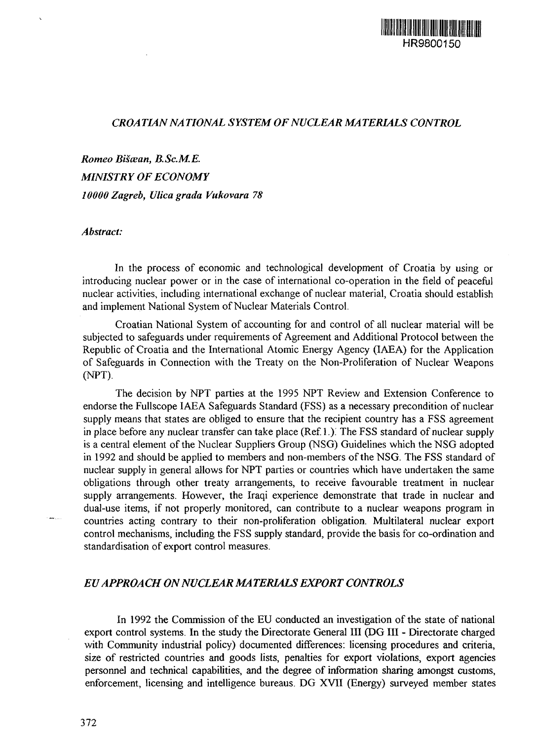HR9800150

# *CROATIAN NATIONAL SYSTEM OF NUCLEAR MATERIALS CONTROL*

***Romeo Bišæan, B.Sc.M.E.***
***MINISTRY OF ECONOMY***
***10000 Zagreb, Ulica grada Vukovara 78***

***Abstract:***

In the process of economic and technological development of Croatia by using or introducing nuclear power or in the case of international co-operation in the field of peaceful nuclear activities, including international exchange of nuclear material, Croatia should establish and implement National System of Nuclear Materials Control.

Croatian National System of accounting for and control of all nuclear material will be subjected to safeguards under requirements of Agreement and Additional Protocol between the Republic of Croatia and the International Atomic Energy Agency (IAEA) for the Application of Safeguards in Connection with the Treaty on the Non-Proliferation of Nuclear Weapons (NPT).

The decision by NPT parties at the 1995 NPT Review and Extension Conference to endorse the Fullscope IAEA Safeguards Standard (FSS) as a necessary precondition of nuclear supply means that states are obliged to ensure that the recipient country has a FSS agreement in place before any nuclear transfer can take place (Ref.1.). The FSS standard of nuclear supply is a central element of the Nuclear Suppliers Group (NSG) Guidelines which the NSG adopted in 1992 and should be applied to members and non-members of the NSG. The FSS standard of nuclear supply in general allows for NPT parties or countries which have undertaken the same obligations through other treaty arrangements, to receive favourable treatment in nuclear supply arrangements. However, the Iraqi experience demonstrate that trade in nuclear and dual-use items, if not properly monitored, can contribute to a nuclear weapons program in countries acting contrary to their non-proliferation obligation. Multilateral nuclear export control mechanisms, including the FSS supply standard, provide the basis for co-ordination and standardisation of export control measures.

## *EU APPROACH ON NUCLEAR MATERIALS EXPORT CONTROLS*

In 1992 the Commission of the EU conducted an investigation of the state of national export control systems. In the study the Directorate General III (DG III - Directorate charged with Community industrial policy) documented differences: licensing procedures and criteria, size of restricted countries and goods lists, penalties for export violations, export agencies personnel and technical capabilities, and the degree of information sharing amongst customs, enforcement, licensing and intelligence bureaus. DG XVII (Energy) surveyed member states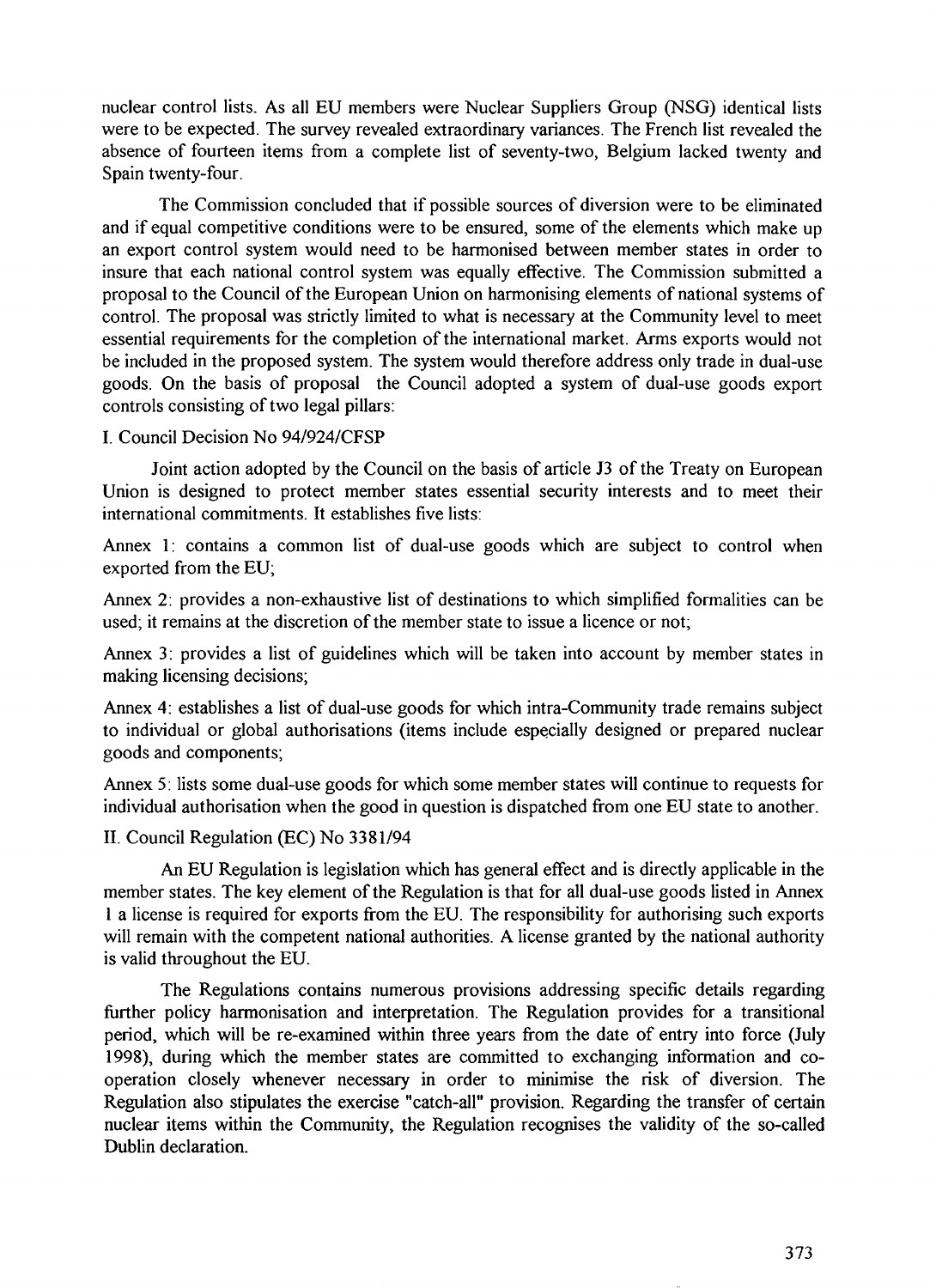nuclear control lists. As all EU members were Nuclear Suppliers Group (NSG) identical lists were to be expected. The survey revealed extraordinary variances. The French list revealed the absence of fourteen items from a complete list of seventy-two, Belgium lacked twenty and Spain twenty-four.

The Commission concluded that if possible sources of diversion were to be eliminated and if equal competitive conditions were to be ensured, some of the elements which make up an export control system would need to be harmonised between member states in order to insure that each national control system was equally effective. The Commission submitted a proposal to the Council of the European Union on harmonising elements of national systems of control. The proposal was strictly limited to what is necessary at the Community level to meet essential requirements for the completion of the international market. Arms exports would not be included in the proposed system. The system would therefore address only trade in dual-use goods. On the basis of proposal the Council adopted a system of dual-use goods export controls consisting of two legal pillars:

I. Council Decision No 94/924/CFSP

Joint action adopted by the Council on the basis of article J3 of the Treaty on European Union is designed to protect member states essential security interests and to meet their international commitments. It establishes five lists:

Annex 1: contains a common list of dual-use goods which are subject to control when exported from the EU;

Annex 2: provides a non-exhaustive list of destinations to which simplified formalities can be used; it remains at the discretion of the member state to issue a licence or not;

Annex 3: provides a list of guidelines which will be taken into account by member states in making licensing decisions;

Annex 4: establishes a list of dual-use goods for which intra-Community trade remains subject to individual or global authorisations (items include especially designed or prepared nuclear goods and components;

Annex 5: lists some dual-use goods for which some member states will continue to requests for individual authorisation when the good in question is dispatched from one EU state to another.

II. Council Regulation (EC) No 3381/94

An EU Regulation is legislation which has general effect and is directly applicable in the member states. The key element of the Regulation is that for all dual-use goods listed in Annex 1 a license is required for exports from the EU. The responsibility for authorising such exports will remain with the competent national authorities. A license granted by the national authority is valid throughout the EU.

The Regulations contains numerous provisions addressing specific details regarding further policy harmonisation and interpretation. The Regulation provides for a transitional period, which will be re-examined within three years from the date of entry into force (July 1998), during which the member states are committed to exchanging information and co-operation closely whenever necessary in order to minimise the risk of diversion. The Regulation also stipulates the exercise "catch-all" provision. Regarding the transfer of certain nuclear items within the Community, the Regulation recognises the validity of the so-called Dublin declaration.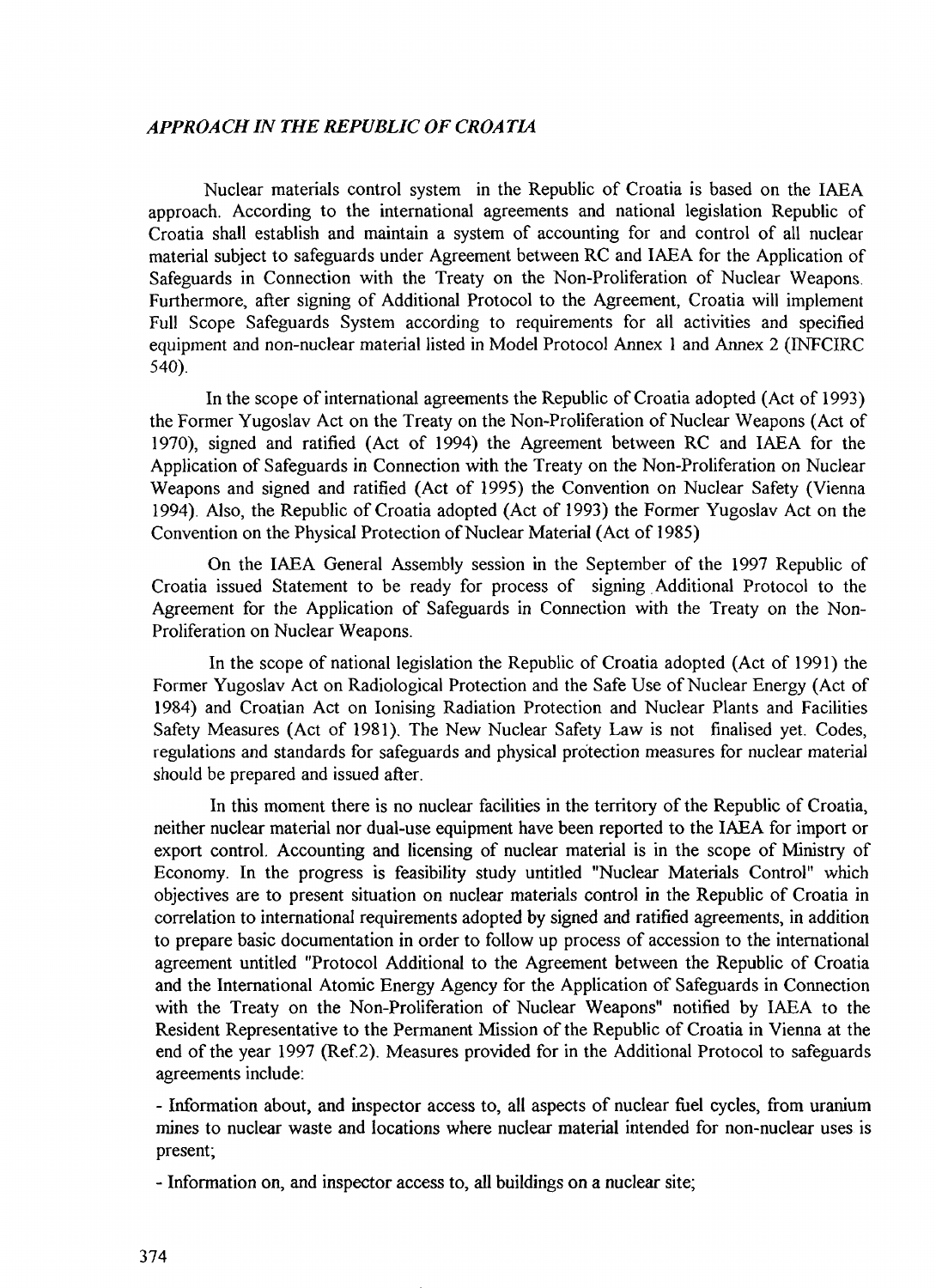## *APPROACH IN THE REPUBLIC OF CROATIA*

Nuclear materials control system in the Republic of Croatia is based on the IAEA approach. According to the international agreements and national legislation Republic of Croatia shall establish and maintain a system of accounting for and control of all nuclear material subject to safeguards under Agreement between RC and IAEA for the Application of Safeguards in Connection with the Treaty on the Non-Proliferation of Nuclear Weapons. Furthermore, after signing of Additional Protocol to the Agreement, Croatia will implement Full Scope Safeguards System according to requirements for all activities and specified equipment and non-nuclear material listed in Model Protocol Annex 1 and Annex 2 (INFCIRC 540).

In the scope of international agreements the Republic of Croatia adopted (Act of 1993) the Former Yugoslav Act on the Treaty on the Non-Proliferation of Nuclear Weapons (Act of 1970), signed and ratified (Act of 1994) the Agreement between RC and IAEA for the Application of Safeguards in Connection with the Treaty on the Non-Proliferation on Nuclear Weapons and signed and ratified (Act of 1995) the Convention on Nuclear Safety (Vienna 1994). Also, the Republic of Croatia adopted (Act of 1993) the Former Yugoslav Act on the Convention on the Physical Protection of Nuclear Material (Act of 1985)

On the IAEA General Assembly session in the September of the 1997 Republic of Croatia issued Statement to be ready for process of signing Additional Protocol to the Agreement for the Application of Safeguards in Connection with the Treaty on the Non-Proliferation on Nuclear Weapons.

In the scope of national legislation the Republic of Croatia adopted (Act of 1991) the Former Yugoslav Act on Radiological Protection and the Safe Use of Nuclear Energy (Act of 1984) and Croatian Act on Ionising Radiation Protection and Nuclear Plants and Facilities Safety Measures (Act of 1981). The New Nuclear Safety Law is not finalised yet. Codes, regulations and standards for safeguards and physical protection measures for nuclear material should be prepared and issued after.

In this moment there is no nuclear facilities in the territory of the Republic of Croatia, neither nuclear material nor dual-use equipment have been reported to the IAEA for import or export control. Accounting and licensing of nuclear material is in the scope of Ministry of Economy. In the progress is feasibility study untitled "Nuclear Materials Control" which objectives are to present situation on nuclear materials control in the Republic of Croatia in correlation to international requirements adopted by signed and ratified agreements, in addition to prepare basic documentation in order to follow up process of accession to the international agreement untitled "Protocol Additional to the Agreement between the Republic of Croatia and the International Atomic Energy Agency for the Application of Safeguards in Connection with the Treaty on the Non-Proliferation of Nuclear Weapons" notified by IAEA to the Resident Representative to the Permanent Mission of the Republic of Croatia in Vienna at the end of the year 1997 (Ref.2). Measures provided for in the Additional Protocol to safeguards agreements include:

- Information about, and inspector access to, all aspects of nuclear fuel cycles, from uranium mines to nuclear waste and locations where nuclear material intended for non-nuclear uses is present;

- Information on, and inspector access to, all buildings on a nuclear site;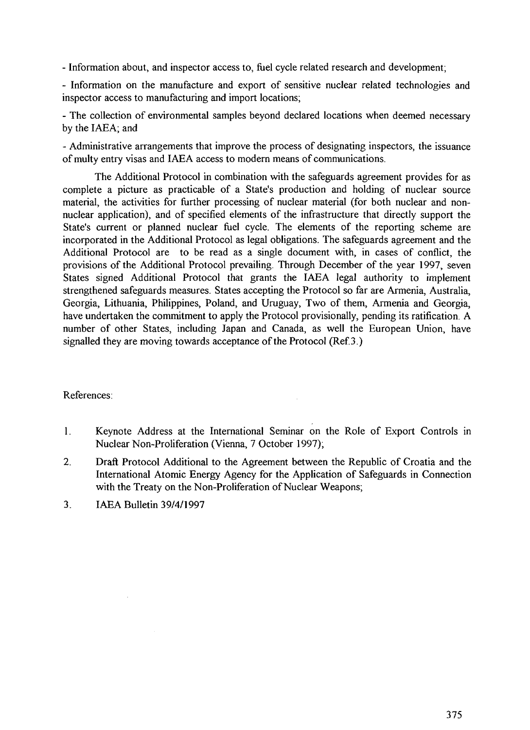- Information about, and inspector access to, fuel cycle related research and development;

- Information on the manufacture and export of sensitive nuclear related technologies and inspector access to manufacturing and import locations;

- The collection of environmental samples beyond declared locations when deemed necessary by the IAEA; and

- Administrative arrangements that improve the process of designating inspectors, the issuance of multy entry visas and IAEA access to modern means of communications.

The Additional Protocol in combination with the safeguards agreement provides for as complete a picture as practicable of a State's production and holding of nuclear source material, the activities for further processing of nuclear material (for both nuclear and non-nuclear application), and of specified elements of the infrastructure that directly support the State's current or planned nuclear fuel cycle. The elements of the reporting scheme are incorporated in the Additional Protocol as legal obligations. The safeguards agreement and the Additional Protocol are to be read as a single document with, in cases of conflict, the provisions of the Additional Protocol prevailing. Through December of the year 1997, seven States signed Additional Protocol that grants the IAEA legal authority to implement strengthened safeguards measures. States accepting the Protocol so far are Armenia, Australia, Georgia, Lithuania, Philippines, Poland, and Uruguay, Two of them, Armenia and Georgia, have undertaken the commitment to apply the Protocol provisionally, pending its ratification. A number of other States, including Japan and Canada, as well the European Union, have signalled they are moving towards acceptance of the Protocol (Ref.3.)

References:

1. Keynote Address at the International Seminar on the Role of Export Controls in Nuclear Non-Proliferation (Vienna, 7 October 1997);
2. Draft Protocol Additional to the Agreement between the Republic of Croatia and the International Atomic Energy Agency for the Application of Safeguards in Connection with the Treaty on the Non-Proliferation of Nuclear Weapons;
3. IAEA Bulletin 39/4/1997